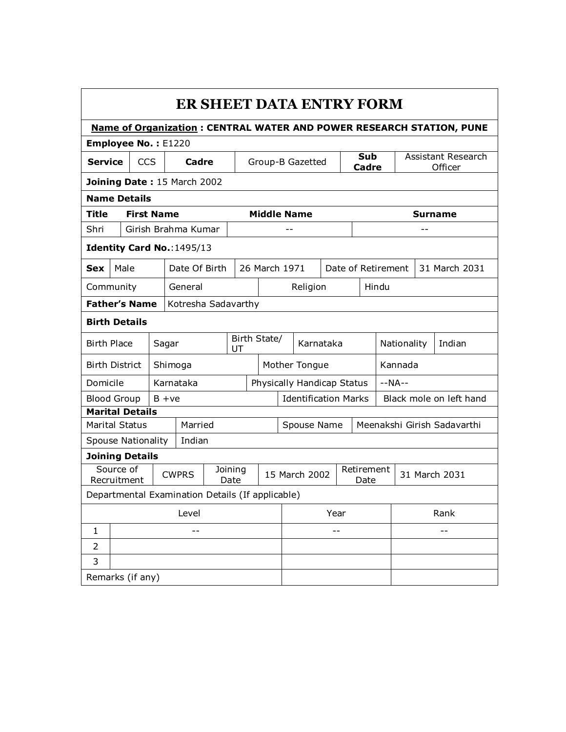# ER SHEET DATA ENTRY FORM

**<u>Name of Organization</u> : CENTRAL WATER AND POWER RESEARCH STATION, PUNE**

**Employee No. :** E1220

| **Service** | CCS | **Cadre** | Group-B Gazetted | **Sub Cadre** | Assistant Research Officer |
|---|---|---|---|---|---|

**Joining Date :** 15 March 2002

**Name Details**

| **Title** | **First Name** | **Middle Name** | **Surname** |
|---|---|---|---|
| Shri | Girish Brahma Kumar | -- | -- |

**Identity Card No.**:1495/13

| **Sex** | Male | Date Of Birth | 26 March 1971 | Date of Retirement | 31 March 2031 |
|---|---|---|---|---|---|

| Community | General | Religion | Hindu |
|---|---|---|---|

| **Father's Name** | Kotresha Sadavarthy |
|---|---|

**Birth Details**

| Birth Place | Sagar | Birth State/ UT | Karnataka | Nationality | Indian |
|---|---|---|---|---|---|
| Birth District | Shimoga | Mother Tongue | Kannada | | |
| Domicile | Karnataka | Physically Handicap Status | --NA-- | | |
| Blood Group | B +ve | Identification Marks | Black mole on left hand | | |

**Marital Details**

| Marital Status | Married | Spouse Name | Meenakshi Girish Sadavarthi |
|---|---|---|---|
| Spouse Nationality | Indian | | |

**Joining Details**

| Source of Recruitment | CWPRS | Joining Date | 15 March 2002 | Retirement Date | 31 March 2031 |
|---|---|---|---|---|---|

Departmental Examination Details (If applicable)

| | Level | Year | Rank |
|---|---|---|---|
| 1 | -- | -- | -- |
| 2 | | | |
| 3 | | | |
| Remarks (if any) | | | |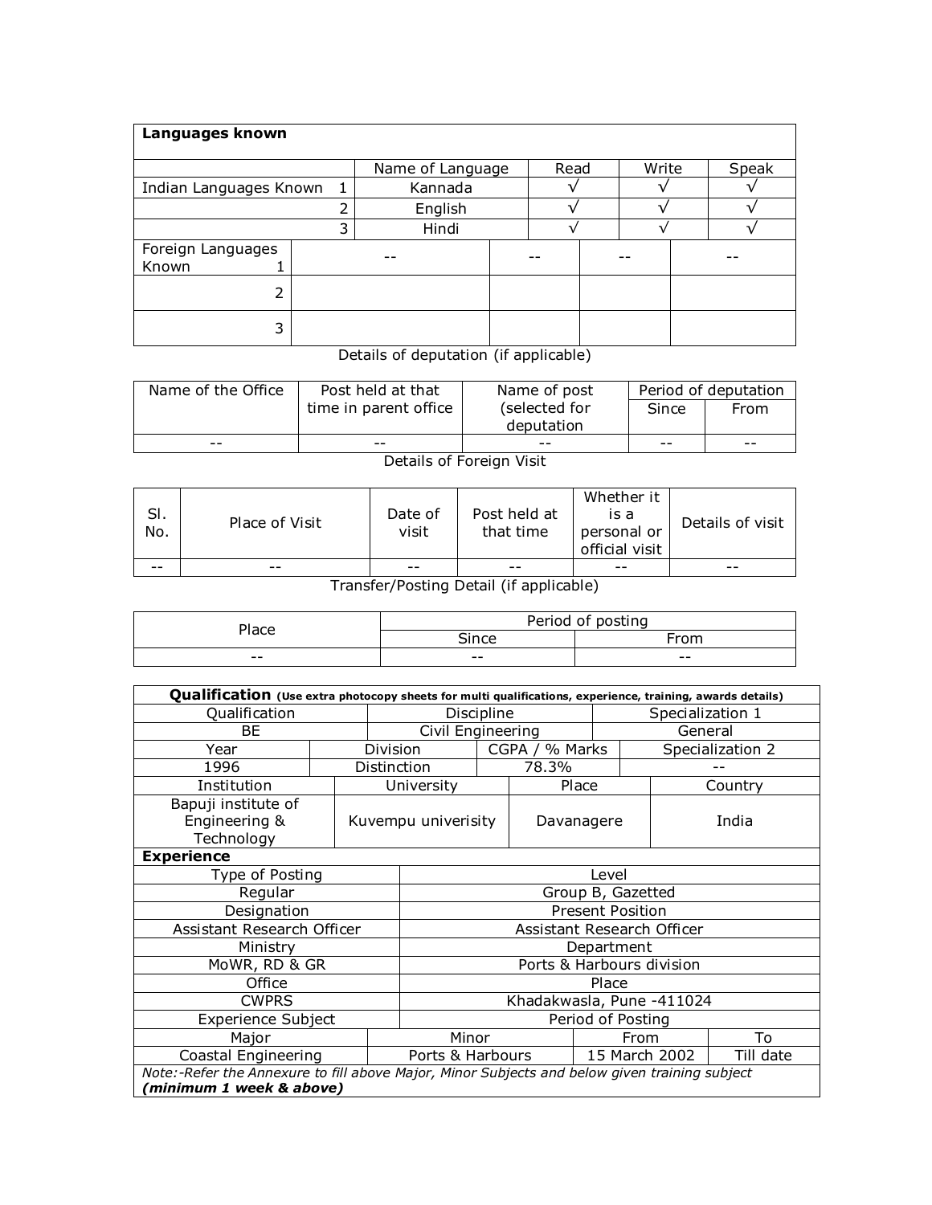| **Languages known** | | | | | |
|---|---|---|---|---|---|
| | | Name of Language | Read | Write | Speak |
| Indian Languages Known | 1 | Kannada | √ | √ | √ |
| | 2 | English | √ | √ | √ |
| | 3 | Hindi | √ | √ | √ |
| Foreign Languages Known | 1 | -- | -- | -- | -- |
| | 2 | | | | |
| | 3 | | | | |

Details of deputation (if applicable)

| Name of the Office | Post held at that time in parent office | Name of post (selected for deputation | Period of deputation | |
|---|---|---|---|---|
| | | | Since | From |
| -- | -- | -- | -- | -- |

Details of Foreign Visit

| Sl. No. | Place of Visit | Date of visit | Post held at that time | Whether it is a personal or official visit | Details of visit |
|---|---|---|---|---|---|
| -- | -- | -- | -- | -- | -- |

Transfer/Posting Detail (if applicable)

| Place | Period of posting | |
|---|---|---|
| | Since | From |
| -- | -- | -- |

| **Qualification** (Use extra photocopy sheets for multi qualifications, experience, training, awards details) | | | |
|---|---|---|---|
| Qualification | Discipline | Specialization 1 | |
| BE | Civil Engineering | General | |
| Year | Division | CGPA / % Marks | Specialization 2 |
| 1996 | Distinction | 78.3% | -- |
| Institution | University | Place | Country |
| Bapuji institute of Engineering & Technology | Kuvempu univeristy | Davanagere | India |

| **Experience** | | | |
|---|---|---|---|
| Type of Posting | Level | | |
| Regular | Group B, Gazetted | | |
| Designation | Present Position | | |
| Assistant Research Officer | Assistant Research Officer | | |
| Ministry | Department | | |
| MoWR, RD & GR | Ports & Harbours division | | |
| Office | Place | | |
| CWPRS | Khadakwasla, Pune -411024 | | |
| Experience Subject | | Period of Posting | |
| Major | Minor | From | To |
| Coastal Engineering | Ports & Harbours | 15 March 2002 | Till date |

*Note:-Refer the Annexure to fill above Major, Minor Subjects and below given training subject* ***(minimum 1 week & above)***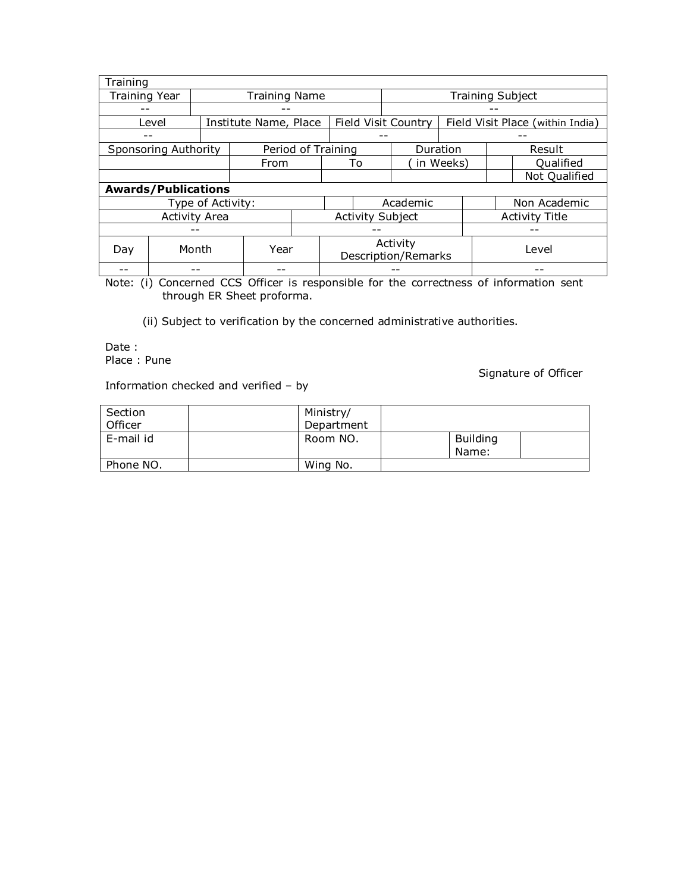| Training | | | | | | | | |
|---|---|---|---|---|---|---|---|---|
| Training Year | Training Name | | | | Training Subject | | | |
| -- | -- | | | | -- | | | |
| Level | Institute Name, Place | | Field Visit Country | | Field Visit Place (within India) | | | |
| -- | | | -- | | -- | | | |
| Sponsoring Authority | Period of Training | | | Duration | | Result | | |
| | From | | To | ( in Weeks) | | | Qualified | |
| | | | | | | | Not Qualified | |

| **Awards/Publications** | | | | | | |
|---|---|---|---|---|---|---|
| Type of Activity: | | | | Academic | | Non Academic |
| Activity Area | | Activity Subject | | | Activity Title | |
| -- | | -- | | | -- | |
| Day | Month | Year | Activity Description/Remarks | | Level | |
| -- | -- | -- | -- | | -- | |

Note: (i) Concerned CCS Officer is responsible for the correctness of information sent through ER Sheet proforma.

(ii) Subject to verification by the concerned administrative authorities.

Date :

Place : Pune

Signature of Officer

Information checked and verified – by

| | | | | | |
|---|---|---|---|---|---|
| Section Officer | | Ministry/ Department | | | |
| E-mail id | | Room NO. | | Building Name: | |
| Phone NO. | | Wing No. | | | |